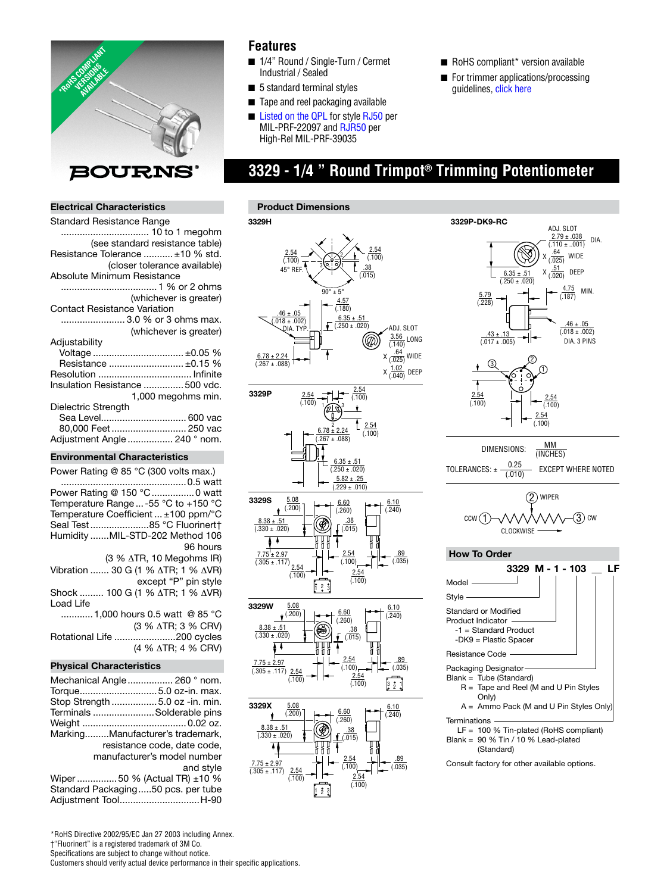*RoHS COMPLIANT VERSIONS AVAILABLE

BOURNS®

## Features

- 1/4" Round / Single-Turn / Cermet Industrial / Sealed
- 5 standard terminal styles
- Tape and reel packaging available
- Listed on the QPL for style RJ50 per MIL-PRF-22097 and RJR50 per High-Rel MIL-PRF-39035
- RoHS compliant* version available
- For trimmer applications/processing guidelines, click here

# 3329 - 1/4 " Round Trimpot® Trimming Potentiometer

## Electrical Characteristics

Standard Resistance Range ................................ 10 to 1 megohm (see standard resistance table)
Resistance Tolerance ........... ±10 % std. (closer tolerance available)
Absolute Minimum Resistance .................................... 1 % or 2 ohms (whichever is greater)
Contact Resistance Variation ........................ 3.0 % or 3 ohms max. (whichever is greater)
Adjustability
Voltage .................................. ±0.05 %
Resistance ............................ ±0.15 %
Resolution .................................. Infinite
Insulation Resistance ............... 500 vdc. 1,000 megohms min.
Dielectric Strength
Sea Level................................ 600 vac
80,000 Feet ............................ 250 vac
Adjustment Angle ................. 240 ° nom.

## Environmental Characteristics

Power Rating @ 85 °C (300 volts max.) ............................................... 0.5 watt
Power Rating @ 150 °C ................ 0 watt
Temperature Range ... -55 °C to +150 °C
Temperature Coefficient ... ±100 ppm/°C
Seal Test ...................... 85 °C Fluorinert†
Humidity ....... MIL-STD-202 Method 106 96 hours (3 % ΔTR, 10 Megohms IR)
Vibration ....... 30 G (1 % ΔTR; 1 % ΔVR) except "P" pin style
Shock ......... 100 G (1 % ΔTR; 1 % ΔVR)
Load Life ............ 1,000 hours 0.5 watt @ 85 °C (3 % ΔTR; 3 % CRV)
Rotational Life ....................... 200 cycles (4 % ΔTR; 4 % CRV)

## Physical Characteristics

Mechanical Angle ................. 260 ° nom.
Torque............................. 5.0 oz-in. max.
Stop Strength ................. 5.0 oz -in. min.
Terminals ....................... Solderable pins
Weight ....................................... 0.02 oz.
Marking......... Manufacturer's trademark, resistance code, date code, manufacturer's model number and style
Wiper ............... 50 % (Actual TR) ±10 %
Standard Packaging..... 50 pcs. per tube
Adjustment Tool............................. H-90

## Product Dimensions

**3329H**, **3329P**, **3329S**, **3329W**, **3329X**, **3329P-DK9-RC**

DIMENSIONS: MM (INCHES)

TOLERANCES: ± 0.25 (.010) EXCEPT WHERE NOTED

Schematic: CCW (1) — (2) WIPER — (3) CW, CLOCKWISE

## How To Order

**3329 M - 1 - 103 __ LF**

Model

Style

Standard or Modified Product Indicator
-1 = Standard Product
-DK9 = Plastic Spacer

Resistance Code

Packaging Designator
Blank = Tube (Standard)
R = Tape and Reel (M and U Pin Styles Only)
A = Ammo Pack (M and U Pin Styles Only)

Terminations
LF = 100 % Tin-plated (RoHS compliant)
Blank = 90 % Tin / 10 % Lead-plated (Standard)

Consult factory for other available options.

*RoHS Directive 2002/95/EC Jan 27 2003 including Annex.
†"Fluorinert" is a registered trademark of 3M Co.
Specifications are subject to change without notice.
Customers should verify actual device performance in their specific applications.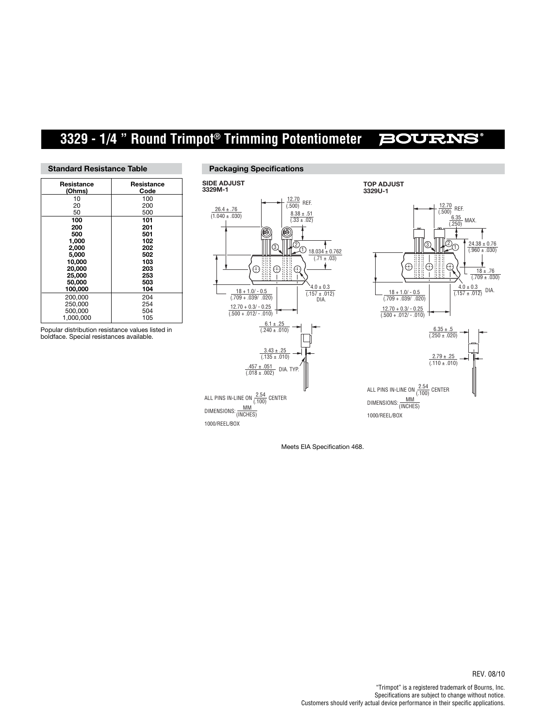# 3329 - 1/4 " Round Trimpot® Trimming Potentiometer

## Standard Resistance Table

| Resistance (Ohms) | Resistance Code |
|---|---|
| 10 | 100 |
| 20 | 200 |
| 50 | 500 |
| **100** | **101** |
| **200** | **201** |
| **500** | **501** |
| **1,000** | **102** |
| **2,000** | **202** |
| **5,000** | **502** |
| **10,000** | **103** |
| **20,000** | **203** |
| **25,000** | **253** |
| **50,000** | **503** |
| **100,000** | **104** |
| 200,000 | 204 |
| 250,000 | 254 |
| 500,000 | 504 |
| 1,000,000 | 105 |

Popular distribution resistance values listed in boldface. Special resistances available.

## Packaging Specifications

**SIDE ADJUST**
**3329M-1**

12.70 (.500) REF.
26.4 ± .76 (1.040 ± .030)
8.38 ± .51 (.33 ± .02)
18.034 ± 0.762 (.71 ± .03)
4.0 ± 0.3 (.157 ± .012) DIA.
18 + 1.0/ - 0.5 (.709 + .039/ .020)
12.70 + 0.3/ - 0.25 (.500 + .012/ - .010)
6.1 ± .25 (.240 ± .010)
3.43 ± .25 (.135 ± .010)
.457 ± .051 (.018 ± .002) DIA. TYP.

ALL PINS IN-LINE ON 2.54 (.100) CENTER
DIMENSIONS: MM (INCHES)
1000/REEL/BOX

**TOP ADJUST**
**3329U-1**

12.70 (.500) REF.
6.35 (.250) MAX.
24.38 ± 0.76 (.960 ± .030)
18 ± .76 (.709 ± .030)
4.0 ± 0.3 (.157 ± .012) DIA.
18 + 1.0/ - 0.5 (.709 + .039/ .020)
12.70 + 0.3/ - 0.25 (.500 + .012/ - .010)
6.35 ± .5 (.250 ± .020)
2.79 ± .25 (.110 ± .010)

ALL PINS IN-LINE ON 2.54 (.100) CENTER
DIMENSIONS: MM (INCHES)
1000/REEL/BOX

Meets EIA Specification 468.

REV. 08/10

"Trimpot" is a registered trademark of Bourns, Inc.
Specifications are subject to change without notice.
Customers should verify actual device performance in their specific applications.